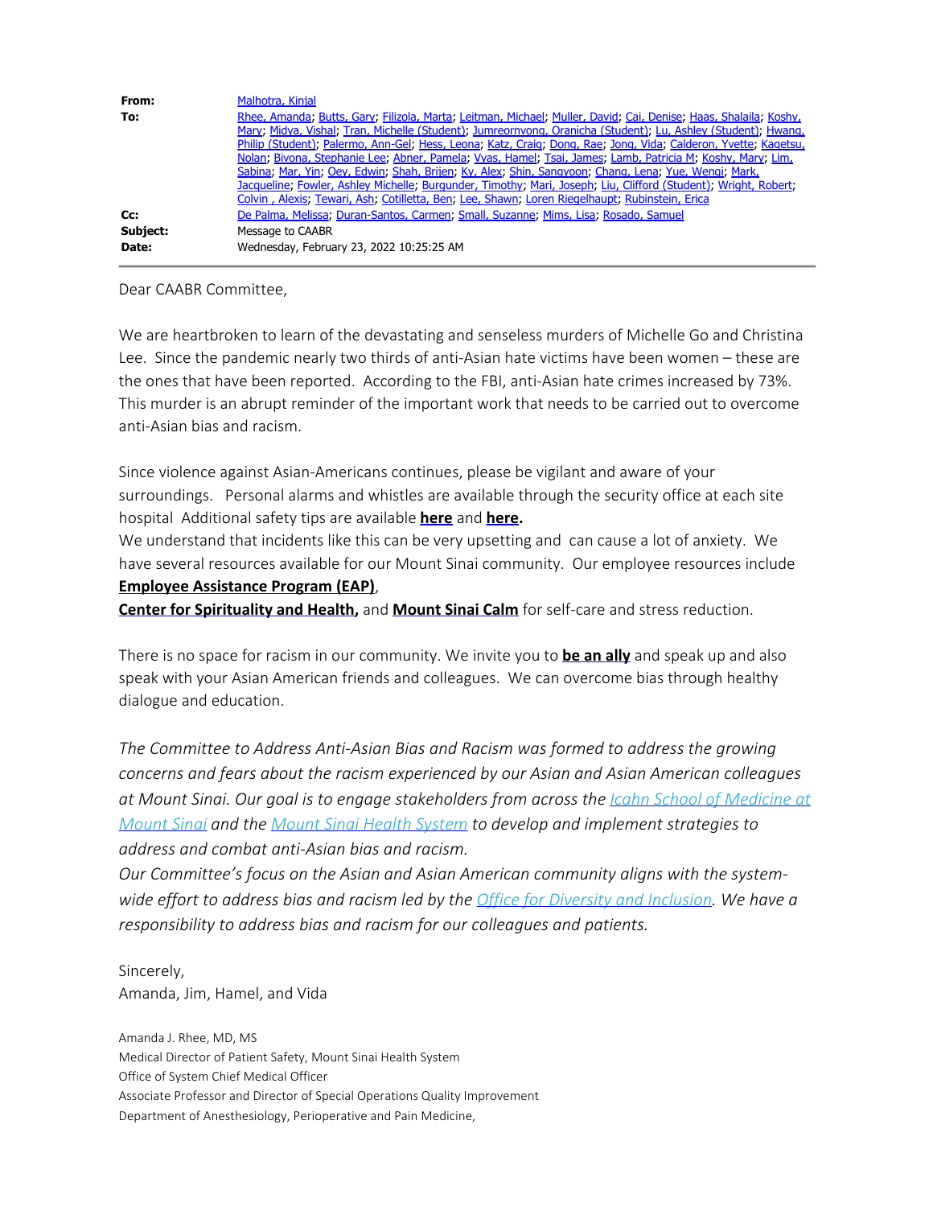| | |
|---|---|
| **From:** | Malhotra, Kinjal |
| **To:** | Rhee, Amanda; Butts, Gary; Filizola, Marta; Leitman, Michael; Muller, David; Cai, Denise; Haas, Shalaila; Koshy, Mary; Midya, Vishal; Tran, Michelle (Student); Jumreornvong, Oranicha (Student); Lu, Ashley (Student); Hwang, Philip (Student); Palermo, Ann-Gel; Hess, Leona; Katz, Craig; Dong, Rae; Jong, Vida; Calderon, Yvette; Kagetsu, Nolan; Bivona, Stephanie Lee; Abner, Pamela; Vyas, Hamel; Tsai, James; Lamb, Patricia M; Koshy, Mary; Lim, Sabina; Mar, Yin; Oey, Edwin; Shah, Brijen; Ky, Alex; Shin, Sangyoon; Chang, Lena; Yue, Wenqi; Mark, Jacqueline; Fowler, Ashley Michelle; Burgunder, Timothy; Mari, Joseph; Liu, Clifford (Student); Wright, Robert; Colvin , Alexis; Tewari, Ash; Cotilletta, Ben; Lee, Shawn; Loren Riegelhaupt; Rubinstein, Erica |
| **Cc:** | De Palma, Melissa; Duran-Santos, Carmen; Small, Suzanne; Mims, Lisa; Rosado, Samuel |
| **Subject:** | Message to CAABR |
| **Date:** | Wednesday, February 23, 2022 10:25:25 AM |

Dear CAABR Committee,

We are heartbroken to learn of the devastating and senseless murders of Michelle Go and Christina Lee. Since the pandemic nearly two thirds of anti-Asian hate victims have been women – these are the ones that have been reported. According to the FBI, anti-Asian hate crimes increased by 73%. This murder is an abrupt reminder of the important work that needs to be carried out to overcome anti-Asian bias and racism.

Since violence against Asian-Americans continues, please be vigilant and aware of your surroundings. Personal alarms and whistles are available through the security office at each site hospital Additional safety tips are available **here** and **here.**
We understand that incidents like this can be very upsetting and can cause a lot of anxiety. We have several resources available for our Mount Sinai community. Our employee resources include **Employee Assistance Program (EAP)**,
**Center for Spirituality and Health,** and **Mount Sinai Calm** for self-care and stress reduction.

There is no space for racism in our community. We invite you to **be an ally** and speak up and also speak with your Asian American friends and colleagues. We can overcome bias through healthy dialogue and education.

*The Committee to Address Anti-Asian Bias and Racism was formed to address the growing concerns and fears about the racism experienced by our Asian and Asian American colleagues at Mount Sinai. Our goal is to engage stakeholders from across the Icahn School of Medicine at Mount Sinai and the Mount Sinai Health System to develop and implement strategies to address and combat anti-Asian bias and racism.*
*Our Committee's focus on the Asian and Asian American community aligns with the system-wide effort to address bias and racism led by the Office for Diversity and Inclusion. We have a responsibility to address bias and racism for our colleagues and patients.*

Sincerely,
Amanda, Jim, Hamel, and Vida

Amanda J. Rhee, MD, MS
Medical Director of Patient Safety, Mount Sinai Health System
Office of System Chief Medical Officer
Associate Professor and Director of Special Operations Quality Improvement
Department of Anesthesiology, Perioperative and Pain Medicine,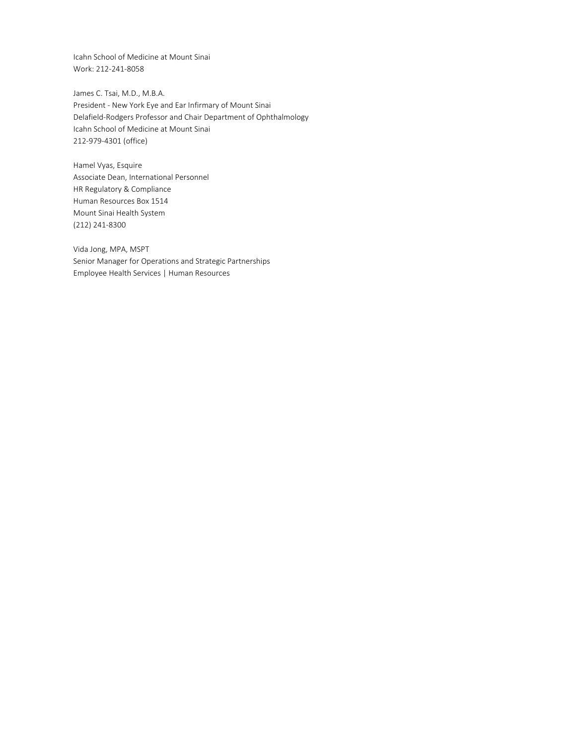Icahn School of Medicine at Mount Sinai
Work: 212-241-8058

James C. Tsai, M.D., M.B.A.
President - New York Eye and Ear Infirmary of Mount Sinai
Delafield-Rodgers Professor and Chair Department of Ophthalmology
Icahn School of Medicine at Mount Sinai
212-979-4301 (office)

Hamel Vyas, Esquire
Associate Dean, International Personnel
HR Regulatory & Compliance
Human Resources Box 1514
Mount Sinai Health System
(212) 241-8300

Vida Jong, MPA, MSPT
Senior Manager for Operations and Strategic Partnerships
Employee Health Services | Human Resources